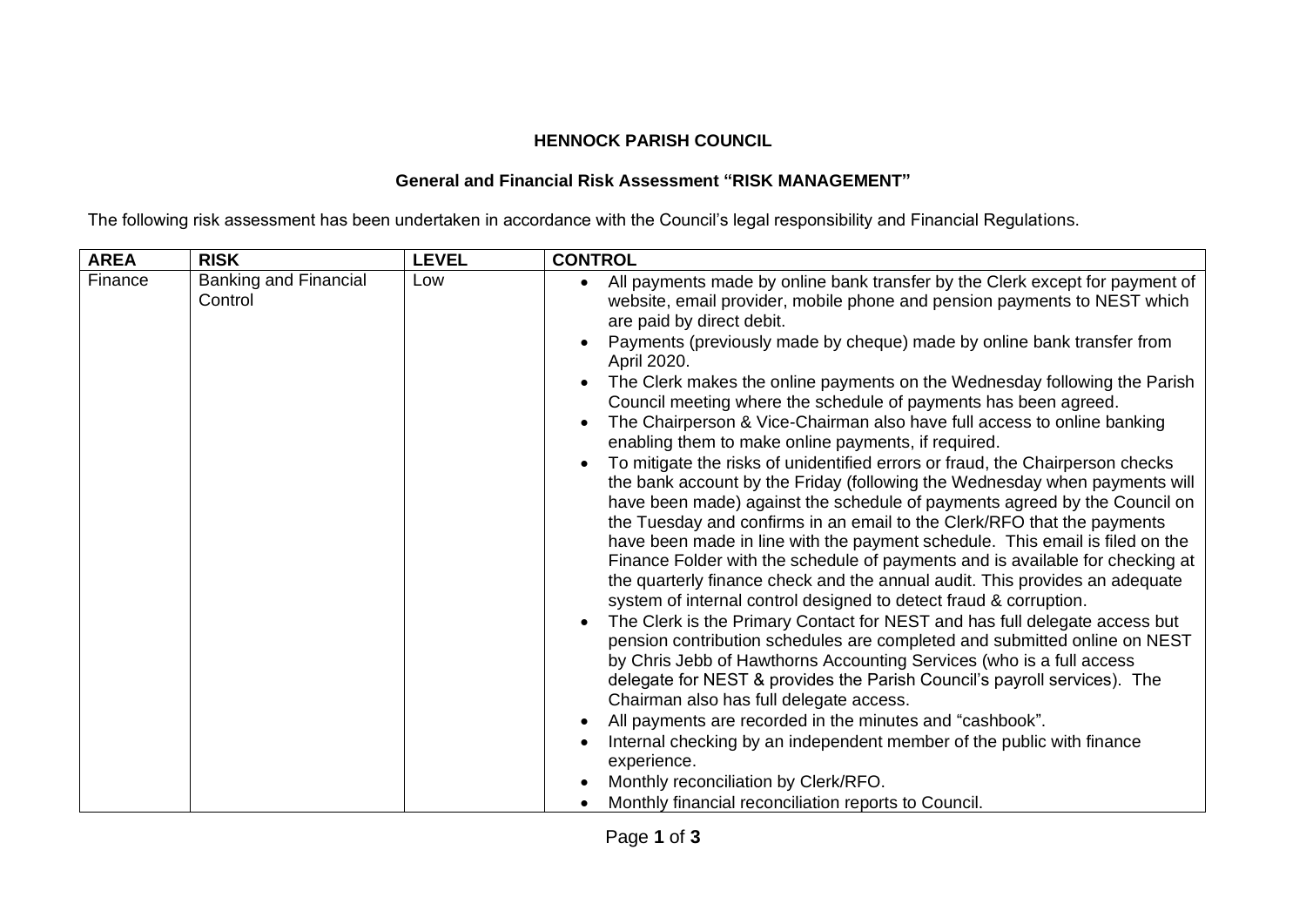**HENNOCK PARISH COUNCIL**

**General and Financial Risk Assessment "RISK MANAGEMENT"**

The following risk assessment has been undertaken in accordance with the Council's legal responsibility and Financial Regulations.

| AREA | RISK | LEVEL | CONTROL |
|---|---|---|---|
| Finance | Banking and Financial Control | Low | • All payments made by online bank transfer by the Clerk except for payment of website, email provider, mobile phone and pension payments to NEST which are paid by direct debit.<br>• Payments (previously made by cheque) made by online bank transfer from April 2020.<br>• The Clerk makes the online payments on the Wednesday following the Parish Council meeting where the schedule of payments has been agreed.<br>• The Chairperson & Vice-Chairman also have full access to online banking enabling them to make online payments, if required.<br>• To mitigate the risks of unidentified errors or fraud, the Chairperson checks the bank account by the Friday (following the Wednesday when payments will have been made) against the schedule of payments agreed by the Council on the Tuesday and confirms in an email to the Clerk/RFO that the payments have been made in line with the payment schedule. This email is filed on the Finance Folder with the schedule of payments and is available for checking at the quarterly finance check and the annual audit. This provides an adequate system of internal control designed to detect fraud & corruption.<br>• The Clerk is the Primary Contact for NEST and has full delegate access but pension contribution schedules are completed and submitted online on NEST by Chris Jebb of Hawthorns Accounting Services (who is a full access delegate for NEST & provides the Parish Council's payroll services). The Chairman also has full delegate access.<br>• All payments are recorded in the minutes and "cashbook".<br>• Internal checking by an independent member of the public with finance experience.<br>• Monthly reconciliation by Clerk/RFO.<br>• Monthly financial reconciliation reports to Council. |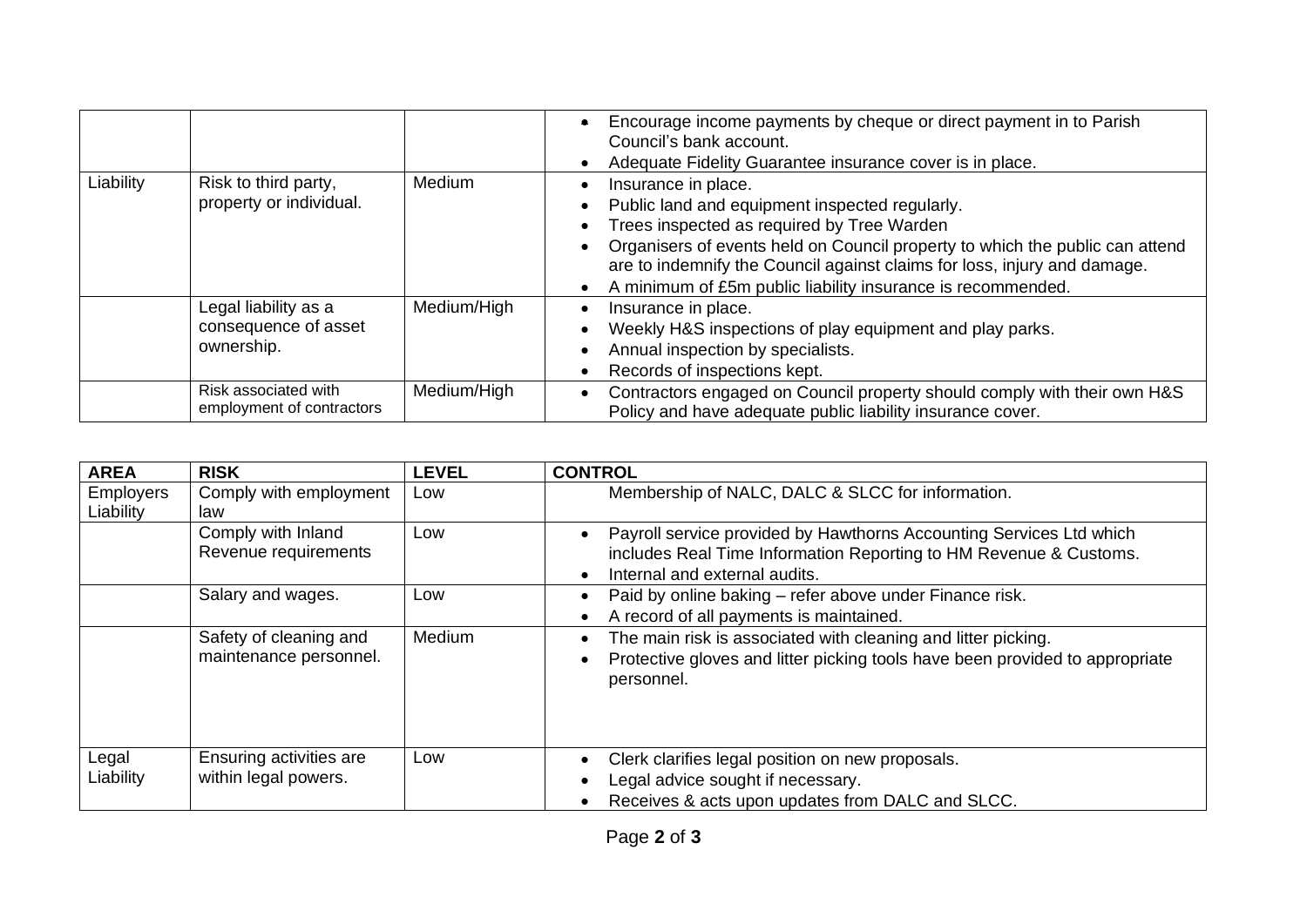| | | | |
|---|---|---|---|
| | | | • Encourage income payments by cheque or direct payment in to Parish Council's bank account.<br>• Adequate Fidelity Guarantee insurance cover is in place. |
| Liability | Risk to third party, property or individual. | Medium | • Insurance in place.<br>• Public land and equipment inspected regularly.<br>• Trees inspected as required by Tree Warden<br>• Organisers of events held on Council property to which the public can attend are to indemnify the Council against claims for loss, injury and damage.<br>• A minimum of £5m public liability insurance is recommended. |
| | Legal liability as a consequence of asset ownership. | Medium/High | • Insurance in place.<br>• Weekly H&S inspections of play equipment and play parks.<br>• Annual inspection by specialists.<br>• Records of inspections kept. |
| | Risk associated with employment of contractors | Medium/High | • Contractors engaged on Council property should comply with their own H&S Policy and have adequate public liability insurance cover. |

| **AREA** | **RISK** | **LEVEL** | **CONTROL** |
|---|---|---|---|
| Employers Liability | Comply with employment law | Low | Membership of NALC, DALC & SLCC for information. |
| | Comply with Inland Revenue requirements | Low | • Payroll service provided by Hawthorns Accounting Services Ltd which includes Real Time Information Reporting to HM Revenue & Customs.<br>• Internal and external audits. |
| | Salary and wages. | Low | • Paid by online baking – refer above under Finance risk.<br>• A record of all payments is maintained. |
| | Safety of cleaning and maintenance personnel. | Medium | • The main risk is associated with cleaning and litter picking.<br>• Protective gloves and litter picking tools have been provided to appropriate personnel. |
| Legal Liability | Ensuring activities are within legal powers. | Low | • Clerk clarifies legal position on new proposals.<br>• Legal advice sought if necessary.<br>• Receives & acts upon updates from DALC and SLCC. |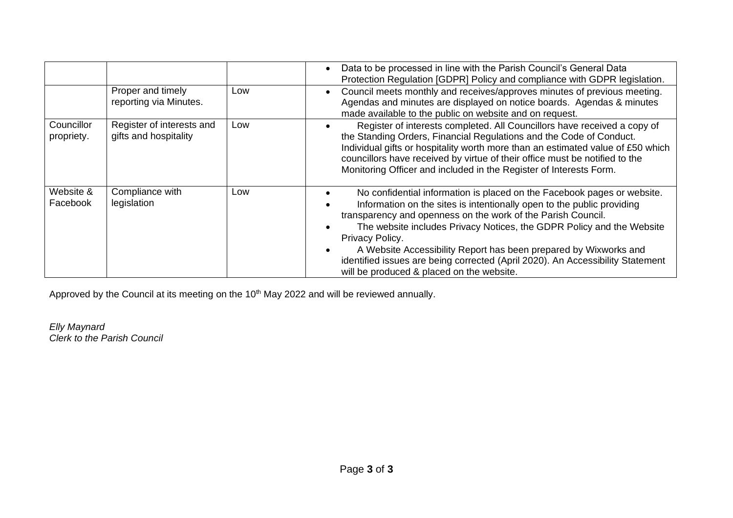| | | | |
|---|---|---|---|
| | | | • Data to be processed in line with the Parish Council's General Data Protection Regulation [GDPR] Policy and compliance with GDPR legislation. |
| | Proper and timely reporting via Minutes. | Low | • Council meets monthly and receives/approves minutes of previous meeting. Agendas and minutes are displayed on notice boards. Agendas & minutes made available to the public on website and on request. |
| Councillor propriety. | Register of interests and gifts and hospitality | Low | • Register of interests completed. All Councillors have received a copy of the Standing Orders, Financial Regulations and the Code of Conduct. Individual gifts or hospitality worth more than an estimated value of £50 which councillors have received by virtue of their office must be notified to the Monitoring Officer and included in the Register of Interests Form. |
| Website & Facebook | Compliance with legislation | Low | • No confidential information is placed on the Facebook pages or website. <br> • Information on the sites is intentionally open to the public providing transparency and openness on the work of the Parish Council. <br> • The website includes Privacy Notices, the GDPR Policy and the Website Privacy Policy. <br> • A Website Accessibility Report has been prepared by Wixworks and identified issues are being corrected (April 2020). An Accessibility Statement will be produced & placed on the website. |

Approved by the Council at its meeting on the 10th May 2022 and will be reviewed annually.

*Elly Maynard*
*Clerk to the Parish Council*